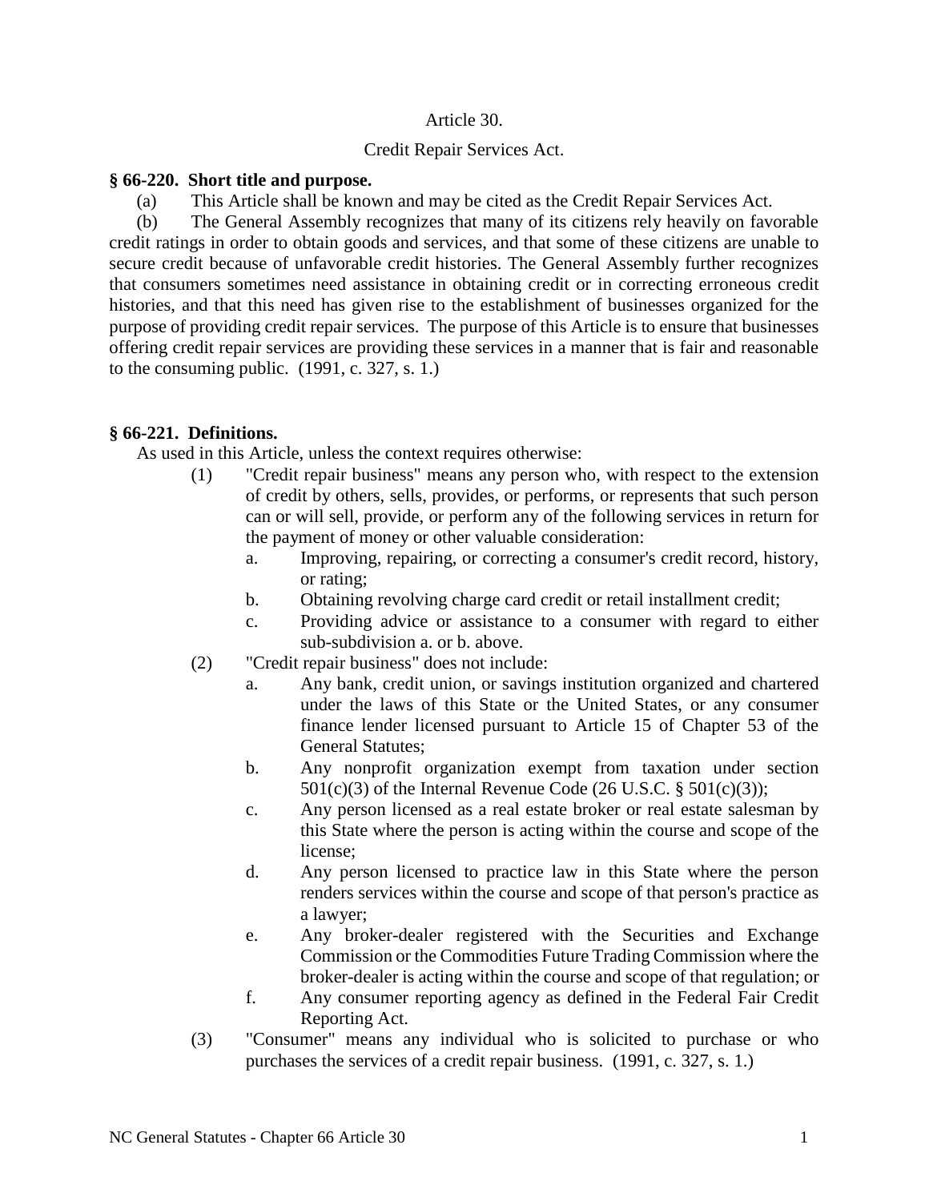# Article 30.

## Credit Repair Services Act.

**§ 66-220. Short title and purpose.**

(a) This Article shall be known and may be cited as the Credit Repair Services Act.

(b) The General Assembly recognizes that many of its citizens rely heavily on favorable credit ratings in order to obtain goods and services, and that some of these citizens are unable to secure credit because of unfavorable credit histories. The General Assembly further recognizes that consumers sometimes need assistance in obtaining credit or in correcting erroneous credit histories, and that this need has given rise to the establishment of businesses organized for the purpose of providing credit repair services. The purpose of this Article is to ensure that businesses offering credit repair services are providing these services in a manner that is fair and reasonable to the consuming public. (1991, c. 327, s. 1.)

**§ 66-221. Definitions.**

As used in this Article, unless the context requires otherwise:

(1) "Credit repair business" means any person who, with respect to the extension of credit by others, sells, provides, or performs, or represents that such person can or will sell, provide, or perform any of the following services in return for the payment of money or other valuable consideration:

a. Improving, repairing, or correcting a consumer's credit record, history, or rating;

b. Obtaining revolving charge card credit or retail installment credit;

c. Providing advice or assistance to a consumer with regard to either sub-subdivision a. or b. above.

(2) "Credit repair business" does not include:

a. Any bank, credit union, or savings institution organized and chartered under the laws of this State or the United States, or any consumer finance lender licensed pursuant to Article 15 of Chapter 53 of the General Statutes;

b. Any nonprofit organization exempt from taxation under section 501(c)(3) of the Internal Revenue Code (26 U.S.C. § 501(c)(3));

c. Any person licensed as a real estate broker or real estate salesman by this State where the person is acting within the course and scope of the license;

d. Any person licensed to practice law in this State where the person renders services within the course and scope of that person's practice as a lawyer;

e. Any broker-dealer registered with the Securities and Exchange Commission or the Commodities Future Trading Commission where the broker-dealer is acting within the course and scope of that regulation; or

f. Any consumer reporting agency as defined in the Federal Fair Credit Reporting Act.

(3) "Consumer" means any individual who is solicited to purchase or who purchases the services of a credit repair business. (1991, c. 327, s. 1.)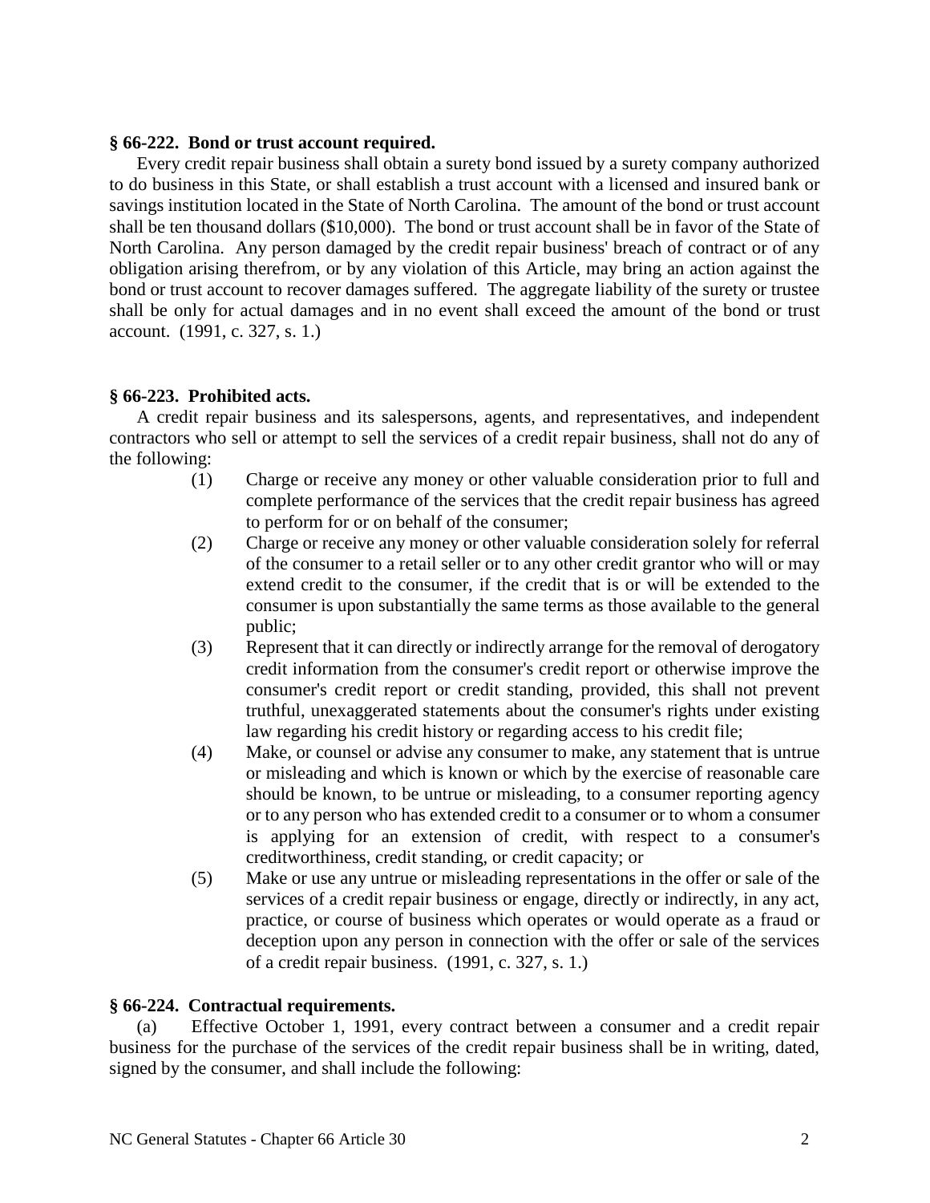**§ 66-222. Bond or trust account required.**

Every credit repair business shall obtain a surety bond issued by a surety company authorized to do business in this State, or shall establish a trust account with a licensed and insured bank or savings institution located in the State of North Carolina. The amount of the bond or trust account shall be ten thousand dollars ($10,000). The bond or trust account shall be in favor of the State of North Carolina. Any person damaged by the credit repair business' breach of contract or of any obligation arising therefrom, or by any violation of this Article, may bring an action against the bond or trust account to recover damages suffered. The aggregate liability of the surety or trustee shall be only for actual damages and in no event shall exceed the amount of the bond or trust account. (1991, c. 327, s. 1.)

**§ 66-223. Prohibited acts.**

A credit repair business and its salespersons, agents, and representatives, and independent contractors who sell or attempt to sell the services of a credit repair business, shall not do any of the following:

(1) Charge or receive any money or other valuable consideration prior to full and complete performance of the services that the credit repair business has agreed to perform for or on behalf of the consumer;

(2) Charge or receive any money or other valuable consideration solely for referral of the consumer to a retail seller or to any other credit grantor who will or may extend credit to the consumer, if the credit that is or will be extended to the consumer is upon substantially the same terms as those available to the general public;

(3) Represent that it can directly or indirectly arrange for the removal of derogatory credit information from the consumer's credit report or otherwise improve the consumer's credit report or credit standing, provided, this shall not prevent truthful, unexaggerated statements about the consumer's rights under existing law regarding his credit history or regarding access to his credit file;

(4) Make, or counsel or advise any consumer to make, any statement that is untrue or misleading and which is known or which by the exercise of reasonable care should be known, to be untrue or misleading, to a consumer reporting agency or to any person who has extended credit to a consumer or to whom a consumer is applying for an extension of credit, with respect to a consumer's creditworthiness, credit standing, or credit capacity; or

(5) Make or use any untrue or misleading representations in the offer or sale of the services of a credit repair business or engage, directly or indirectly, in any act, practice, or course of business which operates or would operate as a fraud or deception upon any person in connection with the offer or sale of the services of a credit repair business. (1991, c. 327, s. 1.)

**§ 66-224. Contractual requirements.**

(a) Effective October 1, 1991, every contract between a consumer and a credit repair business for the purchase of the services of the credit repair business shall be in writing, dated, signed by the consumer, and shall include the following: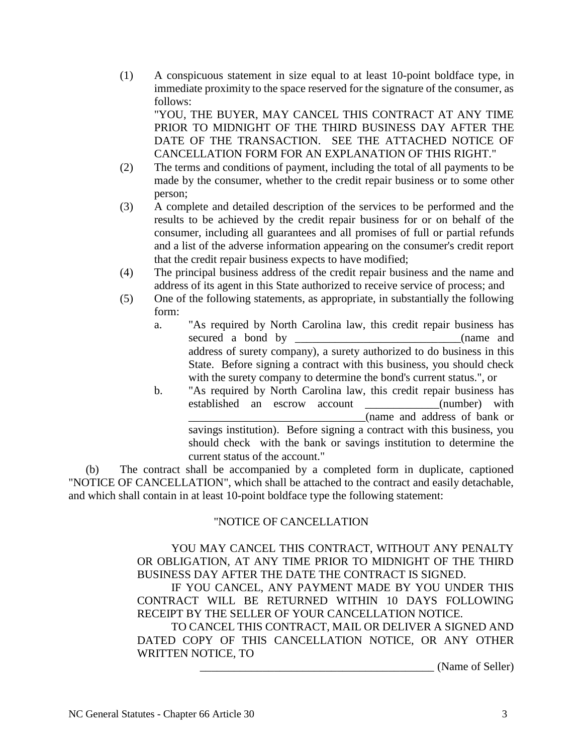(1) A conspicuous statement in size equal to at least 10-point boldface type, in immediate proximity to the space reserved for the signature of the consumer, as follows:

"YOU, THE BUYER, MAY CANCEL THIS CONTRACT AT ANY TIME PRIOR TO MIDNIGHT OF THE THIRD BUSINESS DAY AFTER THE DATE OF THE TRANSACTION. SEE THE ATTACHED NOTICE OF CANCELLATION FORM FOR AN EXPLANATION OF THIS RIGHT."

(2) The terms and conditions of payment, including the total of all payments to be made by the consumer, whether to the credit repair business or to some other person;

(3) A complete and detailed description of the services to be performed and the results to be achieved by the credit repair business for or on behalf of the consumer, including all guarantees and all promises of full or partial refunds and a list of the adverse information appearing on the consumer's credit report that the credit repair business expects to have modified;

(4) The principal business address of the credit repair business and the name and address of its agent in this State authorized to receive service of process; and

(5) One of the following statements, as appropriate, in substantially the following form:

a. "As required by North Carolina law, this credit repair business has secured a bond by ______________________________(name and address of surety company), a surety authorized to do business in this State. Before signing a contract with this business, you should check with the surety company to determine the bond's current status.", or

b. "As required by North Carolina law, this credit repair business has established an escrow account _____________(number) with _______________________________(name and address of bank or savings institution). Before signing a contract with this business, you should check with the bank or savings institution to determine the current status of the account."

(b) The contract shall be accompanied by a completed form in duplicate, captioned "NOTICE OF CANCELLATION", which shall be attached to the contract and easily detachable, and which shall contain in at least 10-point boldface type the following statement:

"NOTICE OF CANCELLATION

YOU MAY CANCEL THIS CONTRACT, WITHOUT ANY PENALTY OR OBLIGATION, AT ANY TIME PRIOR TO MIDNIGHT OF THE THIRD BUSINESS DAY AFTER THE DATE THE CONTRACT IS SIGNED.

IF YOU CANCEL, ANY PAYMENT MADE BY YOU UNDER THIS CONTRACT WILL BE RETURNED WITHIN 10 DAYS FOLLOWING RECEIPT BY THE SELLER OF YOUR CANCELLATION NOTICE.

TO CANCEL THIS CONTRACT, MAIL OR DELIVER A SIGNED AND DATED COPY OF THIS CANCELLATION NOTICE, OR ANY OTHER WRITTEN NOTICE, TO

__________________________________________ (Name of Seller)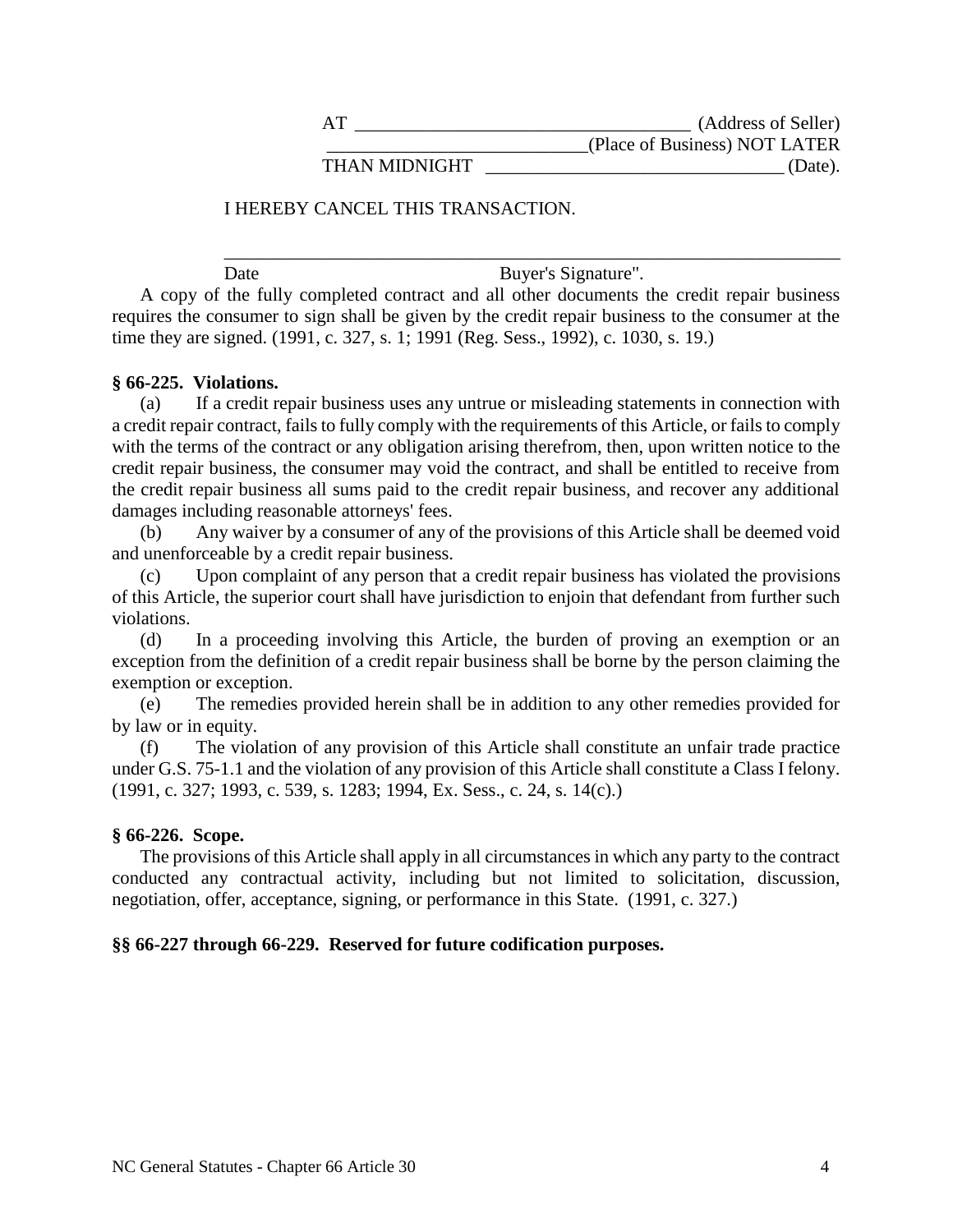AT ____________________________________ (Address of Seller)
____________________________(Place of Business) NOT LATER
THAN MIDNIGHT ________________________________ (Date).

I HEREBY CANCEL THIS TRANSACTION.

_____________________________________________________________________
Date                                        Buyer's Signature".

A copy of the fully completed contract and all other documents the credit repair business requires the consumer to sign shall be given by the credit repair business to the consumer at the time they are signed. (1991, c. 327, s. 1; 1991 (Reg. Sess., 1992), c. 1030, s. 19.)

**§ 66-225. Violations.**

(a) If a credit repair business uses any untrue or misleading statements in connection with a credit repair contract, fails to fully comply with the requirements of this Article, or fails to comply with the terms of the contract or any obligation arising therefrom, then, upon written notice to the credit repair business, the consumer may void the contract, and shall be entitled to receive from the credit repair business all sums paid to the credit repair business, and recover any additional damages including reasonable attorneys' fees.

(b) Any waiver by a consumer of any of the provisions of this Article shall be deemed void and unenforceable by a credit repair business.

(c) Upon complaint of any person that a credit repair business has violated the provisions of this Article, the superior court shall have jurisdiction to enjoin that defendant from further such violations.

(d) In a proceeding involving this Article, the burden of proving an exemption or an exception from the definition of a credit repair business shall be borne by the person claiming the exemption or exception.

(e) The remedies provided herein shall be in addition to any other remedies provided for by law or in equity.

(f) The violation of any provision of this Article shall constitute an unfair trade practice under G.S. 75-1.1 and the violation of any provision of this Article shall constitute a Class I felony. (1991, c. 327; 1993, c. 539, s. 1283; 1994, Ex. Sess., c. 24, s. 14(c).)

**§ 66-226. Scope.**

The provisions of this Article shall apply in all circumstances in which any party to the contract conducted any contractual activity, including but not limited to solicitation, discussion, negotiation, offer, acceptance, signing, or performance in this State. (1991, c. 327.)

**§§ 66-227 through 66-229. Reserved for future codification purposes.**